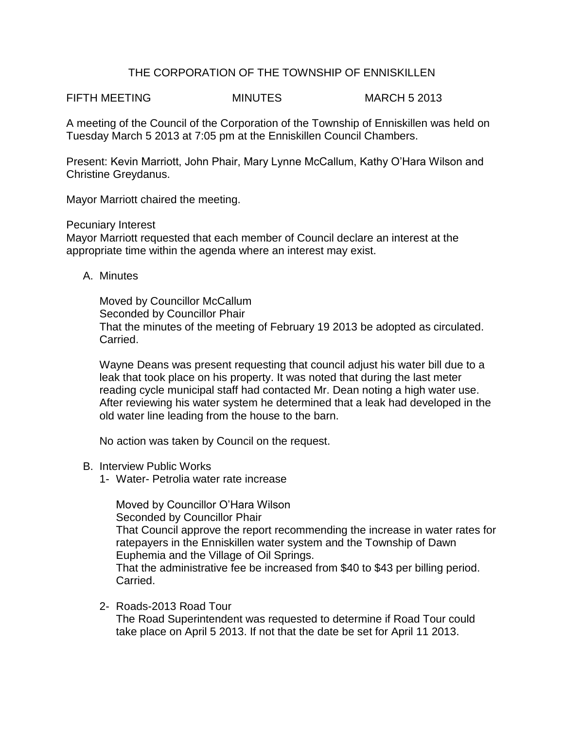# THE CORPORATION OF THE TOWNSHIP OF ENNISKILLEN

FIFTH MEETING MINUTES MARCH 5 2013

A meeting of the Council of the Corporation of the Township of Enniskillen was held on Tuesday March 5 2013 at 7:05 pm at the Enniskillen Council Chambers.

Present: Kevin Marriott, John Phair, Mary Lynne McCallum, Kathy O'Hara Wilson and Christine Greydanus.

Mayor Marriott chaired the meeting.

Pecuniary Interest
Mayor Marriott requested that each member of Council declare an interest at the appropriate time within the agenda where an interest may exist.

A. Minutes

Moved by Councillor McCallum
Seconded by Councillor Phair
That the minutes of the meeting of February 19 2013 be adopted as circulated.
Carried.

Wayne Deans was present requesting that council adjust his water bill due to a leak that took place on his property. It was noted that during the last meter reading cycle municipal staff had contacted Mr. Dean noting a high water use. After reviewing his water system he determined that a leak had developed in the old water line leading from the house to the barn.

No action was taken by Council on the request.

B. Interview Public Works

1- Water- Petrolia water rate increase

Moved by Councillor O'Hara Wilson
Seconded by Councillor Phair
That Council approve the report recommending the increase in water rates for ratepayers in the Enniskillen water system and the Township of Dawn Euphemia and the Village of Oil Springs.
That the administrative fee be increased from $40 to $43 per billing period.
Carried.

2- Roads-2013 Road Tour
The Road Superintendent was requested to determine if Road Tour could take place on April 5 2013. If not that the date be set for April 11 2013.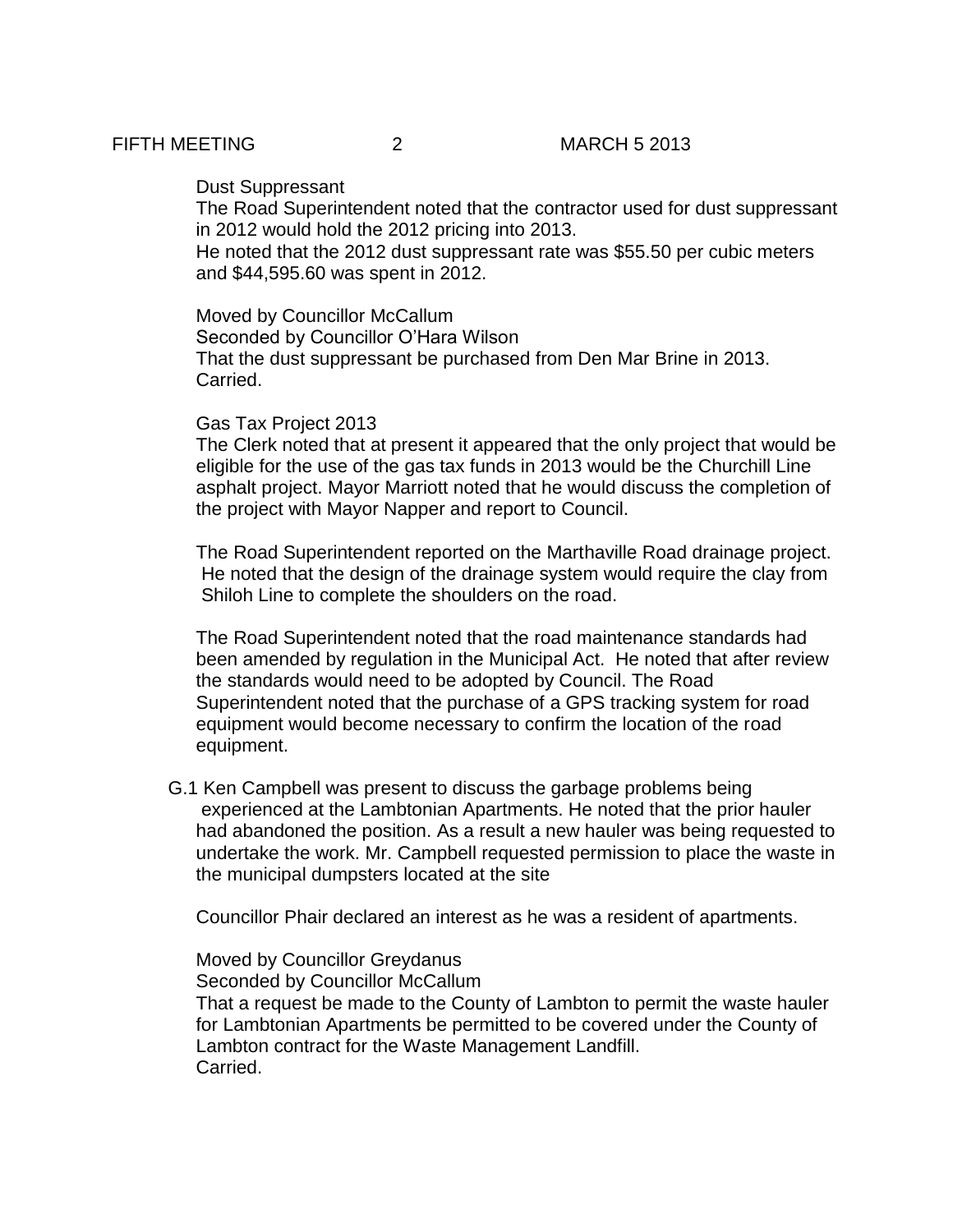Dust Suppressant

The Road Superintendent noted that the contractor used for dust suppressant in 2012 would hold the 2012 pricing into 2013.
He noted that the 2012 dust suppressant rate was $55.50 per cubic meters and $44,595.60 was spent in 2012.

Moved by Councillor McCallum
Seconded by Councillor O'Hara Wilson
That the dust suppressant be purchased from Den Mar Brine in 2013.
Carried.

Gas Tax Project 2013

The Clerk noted that at present it appeared that the only project that would be eligible for the use of the gas tax funds in 2013 would be the Churchill Line asphalt project. Mayor Marriott noted that he would discuss the completion of the project with Mayor Napper and report to Council.

The Road Superintendent reported on the Marthaville Road drainage project. He noted that the design of the drainage system would require the clay from Shiloh Line to complete the shoulders on the road.

The Road Superintendent noted that the road maintenance standards had been amended by regulation in the Municipal Act. He noted that after review the standards would need to be adopted by Council. The Road Superintendent noted that the purchase of a GPS tracking system for road equipment would become necessary to confirm the location of the road equipment.

G.1 Ken Campbell was present to discuss the garbage problems being experienced at the Lambtonian Apartments. He noted that the prior hauler had abandoned the position. As a result a new hauler was being requested to undertake the work. Mr. Campbell requested permission to place the waste in the municipal dumpsters located at the site

Councillor Phair declared an interest as he was a resident of apartments.

Moved by Councillor Greydanus
Seconded by Councillor McCallum
That a request be made to the County of Lambton to permit the waste hauler for Lambtonian Apartments be permitted to be covered under the County of Lambton contract for the Waste Management Landfill.
Carried.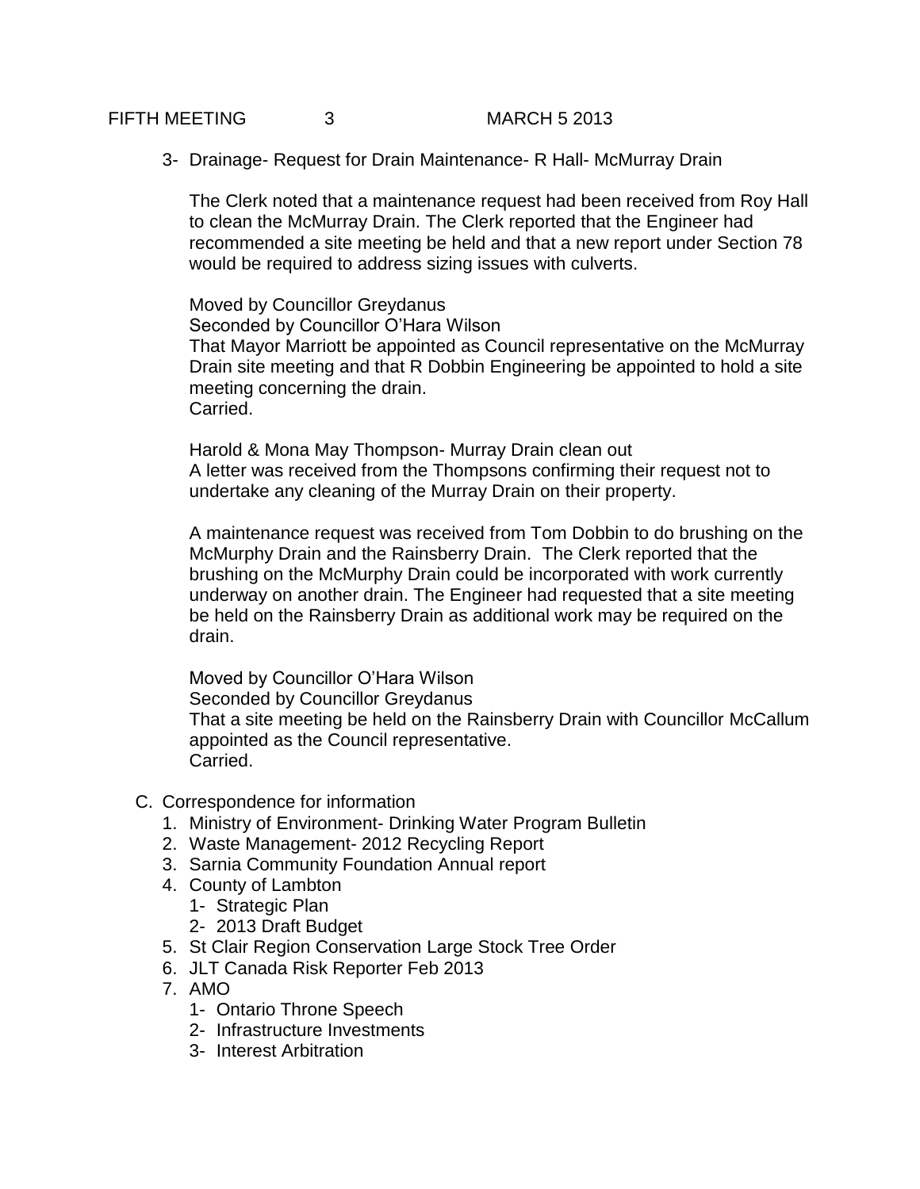3- Drainage- Request for Drain Maintenance- R Hall- McMurray Drain

The Clerk noted that a maintenance request had been received from Roy Hall to clean the McMurray Drain. The Clerk reported that the Engineer had recommended a site meeting be held and that a new report under Section 78 would be required to address sizing issues with culverts.

Moved by Councillor Greydanus
Seconded by Councillor O'Hara Wilson
That Mayor Marriott be appointed as Council representative on the McMurray Drain site meeting and that R Dobbin Engineering be appointed to hold a site meeting concerning the drain.
Carried.

Harold & Mona May Thompson- Murray Drain clean out
A letter was received from the Thompsons confirming their request not to undertake any cleaning of the Murray Drain on their property.

A maintenance request was received from Tom Dobbin to do brushing on the McMurphy Drain and the Rainsberry Drain. The Clerk reported that the brushing on the McMurphy Drain could be incorporated with work currently underway on another drain. The Engineer had requested that a site meeting be held on the Rainsberry Drain as additional work may be required on the drain.

Moved by Councillor O'Hara Wilson
Seconded by Councillor Greydanus
That a site meeting be held on the Rainsberry Drain with Councillor McCallum appointed as the Council representative.
Carried.

C. Correspondence for information
1. Ministry of Environment- Drinking Water Program Bulletin
2. Waste Management- 2012 Recycling Report
3. Sarnia Community Foundation Annual report
4. County of Lambton
   1- Strategic Plan
   2- 2013 Draft Budget
5. St Clair Region Conservation Large Stock Tree Order
6. JLT Canada Risk Reporter Feb 2013
7. AMO
   1- Ontario Throne Speech
   2- Infrastructure Investments
   3- Interest Arbitration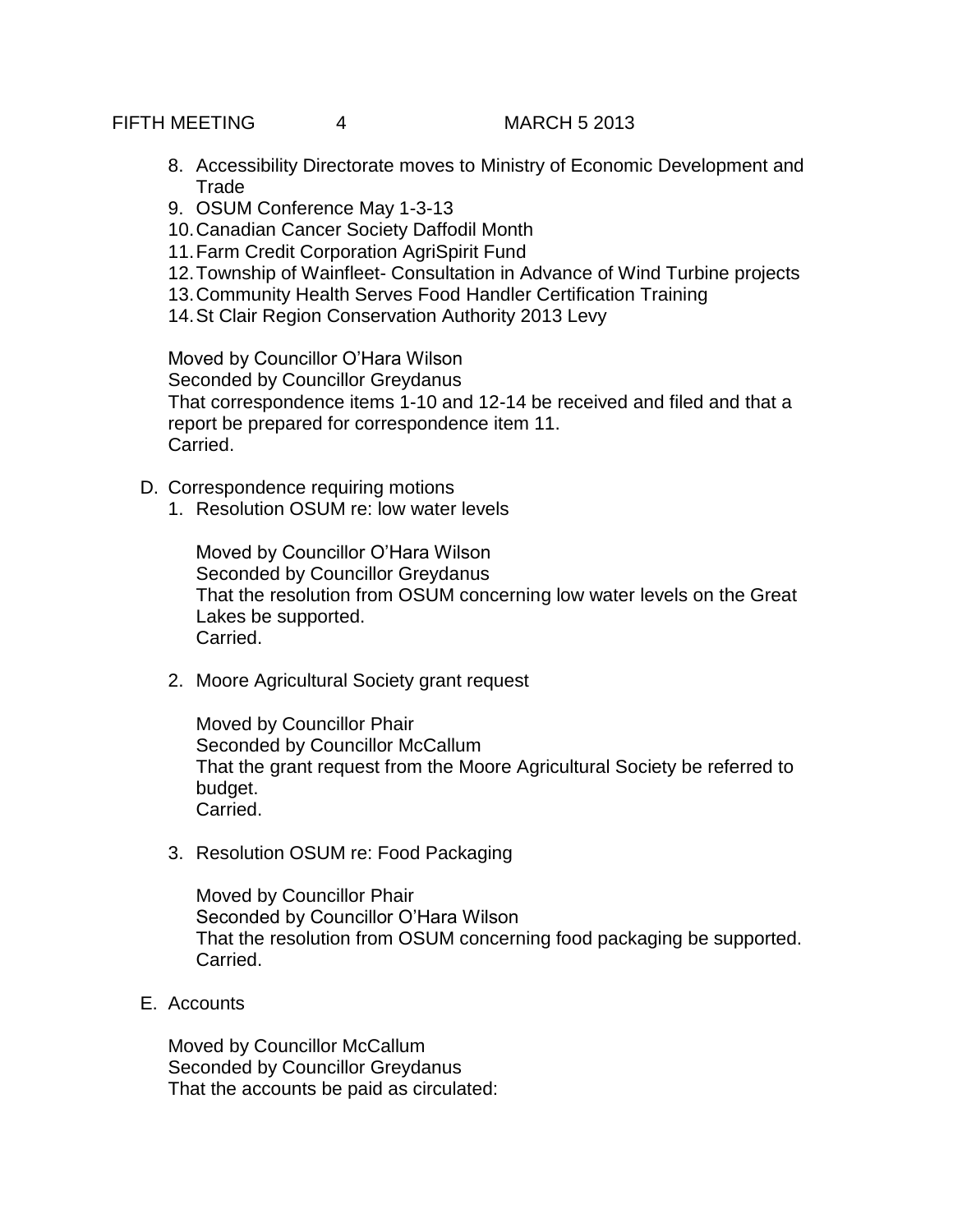8. Accessibility Directorate moves to Ministry of Economic Development and Trade
9. OSUM Conference May 1-3-13
10. Canadian Cancer Society Daffodil Month
11. Farm Credit Corporation AgriSpirit Fund
12. Township of Wainfleet- Consultation in Advance of Wind Turbine projects
13. Community Health Serves Food Handler Certification Training
14. St Clair Region Conservation Authority 2013 Levy

Moved by Councillor O'Hara Wilson
Seconded by Councillor Greydanus
That correspondence items 1-10 and 12-14 be received and filed and that a report be prepared for correspondence item 11.
Carried.

D. Correspondence requiring motions

1. Resolution OSUM re: low water levels

   Moved by Councillor O'Hara Wilson
   Seconded by Councillor Greydanus
   That the resolution from OSUM concerning low water levels on the Great Lakes be supported.
   Carried.

2. Moore Agricultural Society grant request

   Moved by Councillor Phair
   Seconded by Councillor McCallum
   That the grant request from the Moore Agricultural Society be referred to budget.
   Carried.

3. Resolution OSUM re: Food Packaging

   Moved by Councillor Phair
   Seconded by Councillor O'Hara Wilson
   That the resolution from OSUM concerning food packaging be supported.
   Carried.

E. Accounts

Moved by Councillor McCallum
Seconded by Councillor Greydanus
That the accounts be paid as circulated: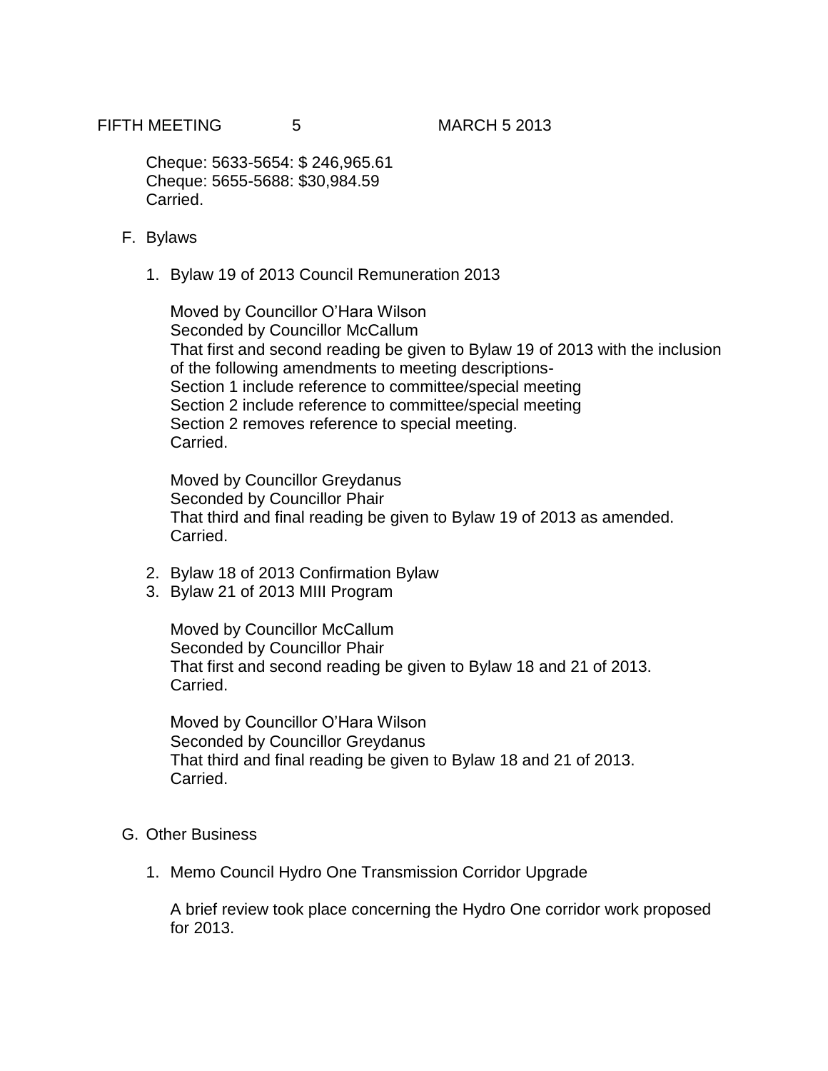Cheque: 5633-5654: $ 246,965.61
Cheque: 5655-5688: $30,984.59
Carried.

F. Bylaws

1. Bylaw 19 of 2013 Council Remuneration 2013

   Moved by Councillor O'Hara Wilson
   Seconded by Councillor McCallum
   That first and second reading be given to Bylaw 19 of 2013 with the inclusion of the following amendments to meeting descriptions-
   Section 1 include reference to committee/special meeting
   Section 2 include reference to committee/special meeting
   Section 2 removes reference to special meeting.
   Carried.

   Moved by Councillor Greydanus
   Seconded by Councillor Phair
   That third and final reading be given to Bylaw 19 of 2013 as amended.
   Carried.

2. Bylaw 18 of 2013 Confirmation Bylaw
3. Bylaw 21 of 2013 MIII Program

   Moved by Councillor McCallum
   Seconded by Councillor Phair
   That first and second reading be given to Bylaw 18 and 21 of 2013.
   Carried.

   Moved by Councillor O'Hara Wilson
   Seconded by Councillor Greydanus
   That third and final reading be given to Bylaw 18 and 21 of 2013.
   Carried.

G. Other Business

1. Memo Council Hydro One Transmission Corridor Upgrade

   A brief review took place concerning the Hydro One corridor work proposed for 2013.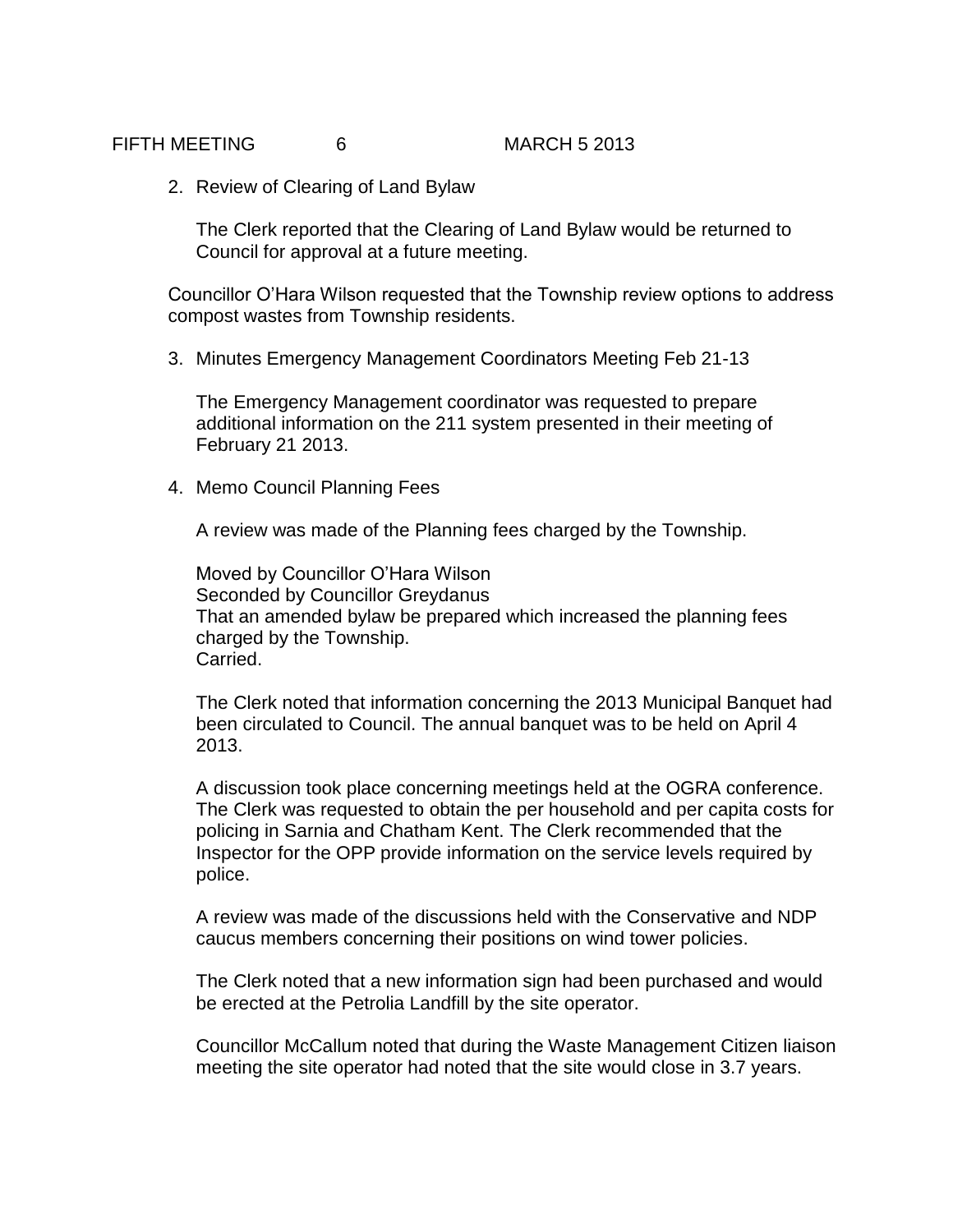2. Review of Clearing of Land Bylaw

   The Clerk reported that the Clearing of Land Bylaw would be returned to Council for approval at a future meeting.

Councillor O'Hara Wilson requested that the Township review options to address compost wastes from Township residents.

3. Minutes Emergency Management Coordinators Meeting Feb 21-13

   The Emergency Management coordinator was requested to prepare additional information on the 211 system presented in their meeting of February 21 2013.

4. Memo Council Planning Fees

   A review was made of the Planning fees charged by the Township.

   Moved by Councillor O'Hara Wilson
   Seconded by Councillor Greydanus
   That an amended bylaw be prepared which increased the planning fees charged by the Township.
   Carried.

   The Clerk noted that information concerning the 2013 Municipal Banquet had been circulated to Council. The annual banquet was to be held on April 4 2013.

   A discussion took place concerning meetings held at the OGRA conference. The Clerk was requested to obtain the per household and per capita costs for policing in Sarnia and Chatham Kent. The Clerk recommended that the Inspector for the OPP provide information on the service levels required by police.

   A review was made of the discussions held with the Conservative and NDP caucus members concerning their positions on wind tower policies.

   The Clerk noted that a new information sign had been purchased and would be erected at the Petrolia Landfill by the site operator.

   Councillor McCallum noted that during the Waste Management Citizen liaison meeting the site operator had noted that the site would close in 3.7 years.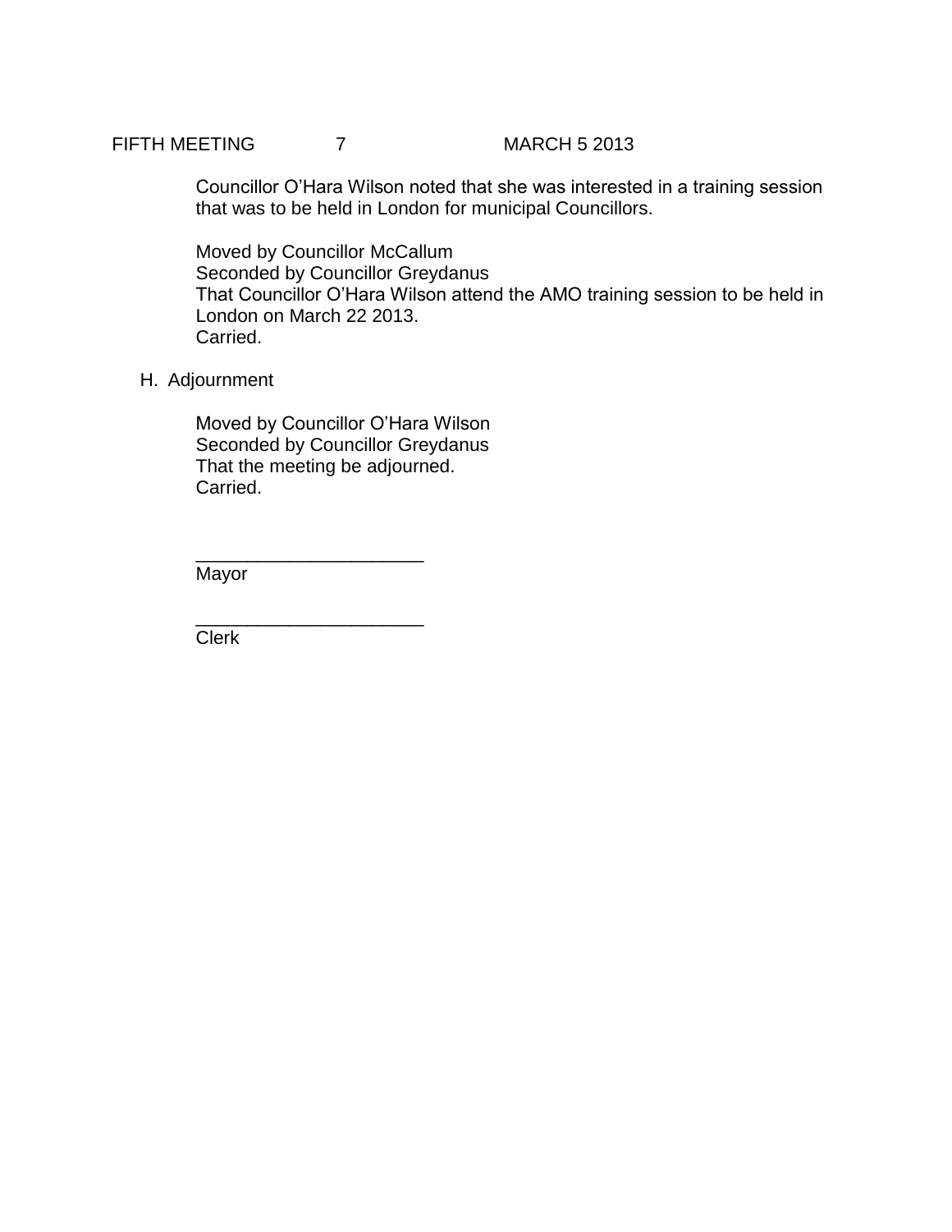Councillor O'Hara Wilson noted that she was interested in a training session that was to be held in London for municipal Councillors.

Moved by Councillor McCallum
Seconded by Councillor Greydanus
That Councillor O'Hara Wilson attend the AMO training session to be held in London on March 22 2013.
Carried.

## H. Adjournment

Moved by Councillor O'Hara Wilson
Seconded by Councillor Greydanus
That the meeting be adjourned.
Carried.

______________________
Mayor

______________________
Clerk